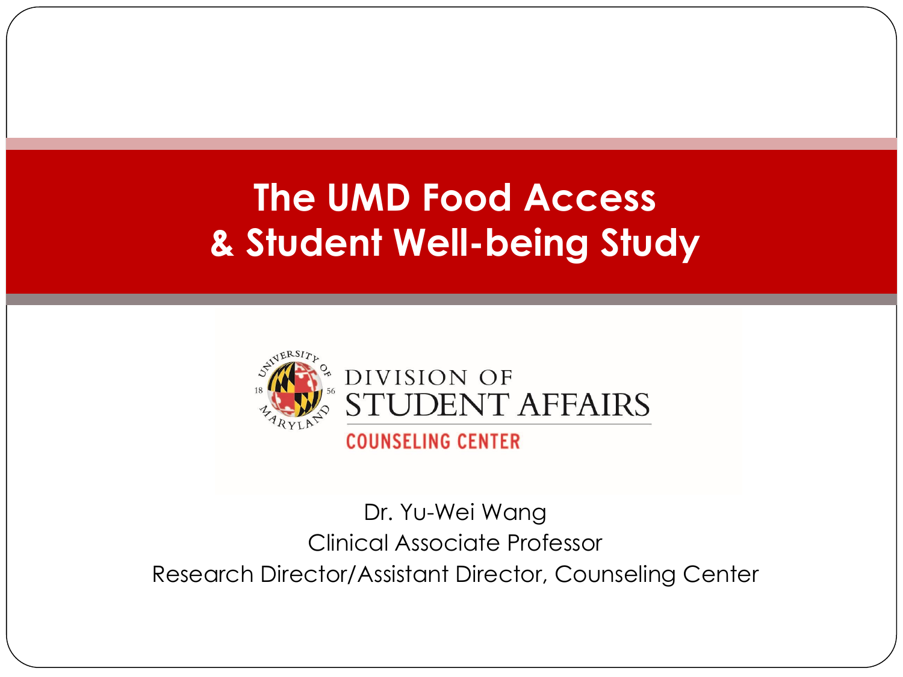# The UMD Food Access & Student Well-being Study

DIVISION OF STUDENT AFFAIRS

COUNSELING CENTER

Dr. Yu-Wei Wang

Clinical Associate Professor

Research Director/Assistant Director, Counseling Center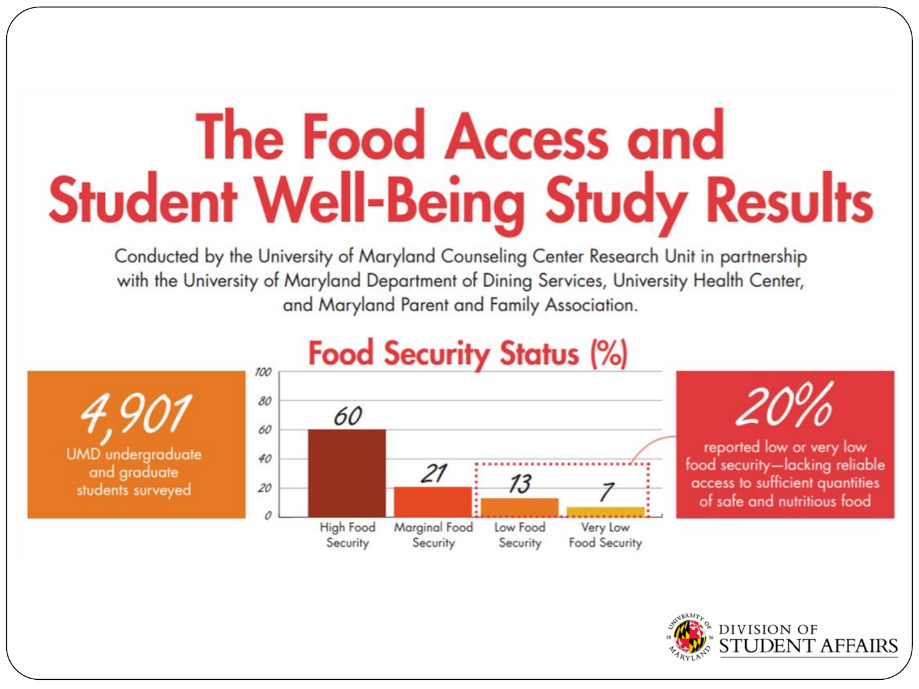# The Food Access and Student Well-Being Study Results

Conducted by the University of Maryland Counseling Center Research Unit in partnership with the University of Maryland Department of Dining Services, University Health Center, and Maryland Parent and Family Association.

**4,901**
UMD undergraduate and graduate students surveyed

## Food Security Status (%)

| Food Security Status | % |
|---|---|
| High Food Security | 60 |
| Marginal Food Security | 21 |
| Low Food Security | 13 |
| Very Low Food Security | 7 |

**20%**
reported low or very low food security—lacking reliable access to sufficient quantities of safe and nutritious food

University of Maryland Division of Student Affairs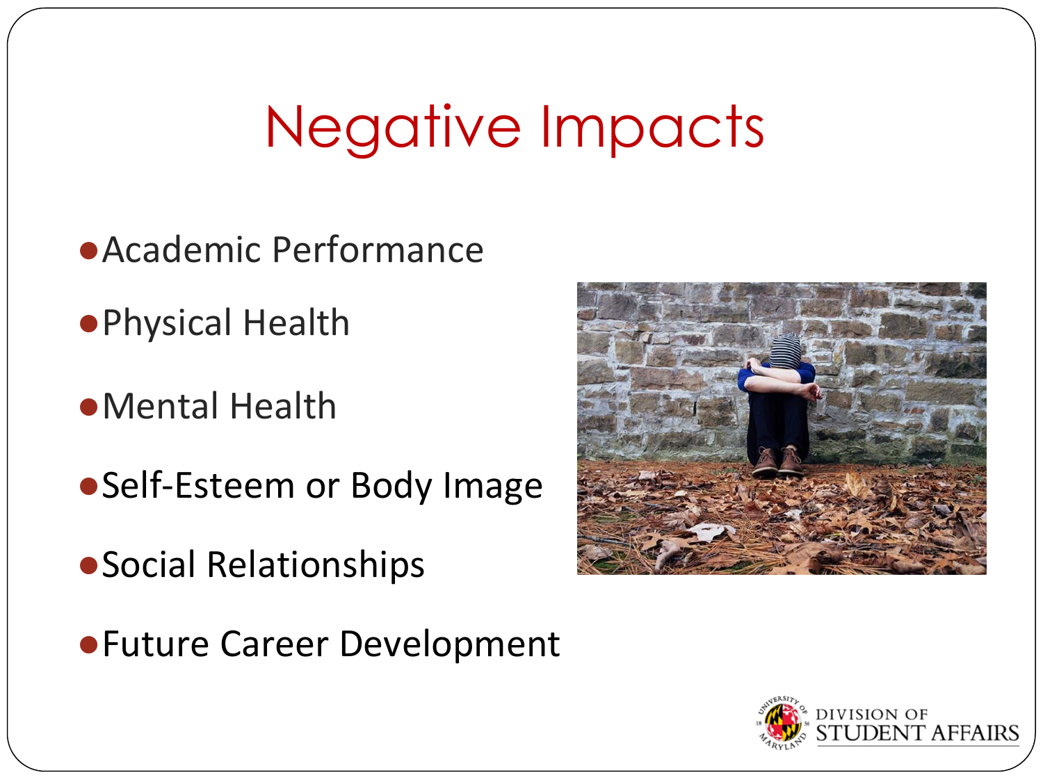# Negative Impacts

- Academic Performance
- Physical Health
- Mental Health
- Self-Esteem or Body Image
- Social Relationships
- Future Career Development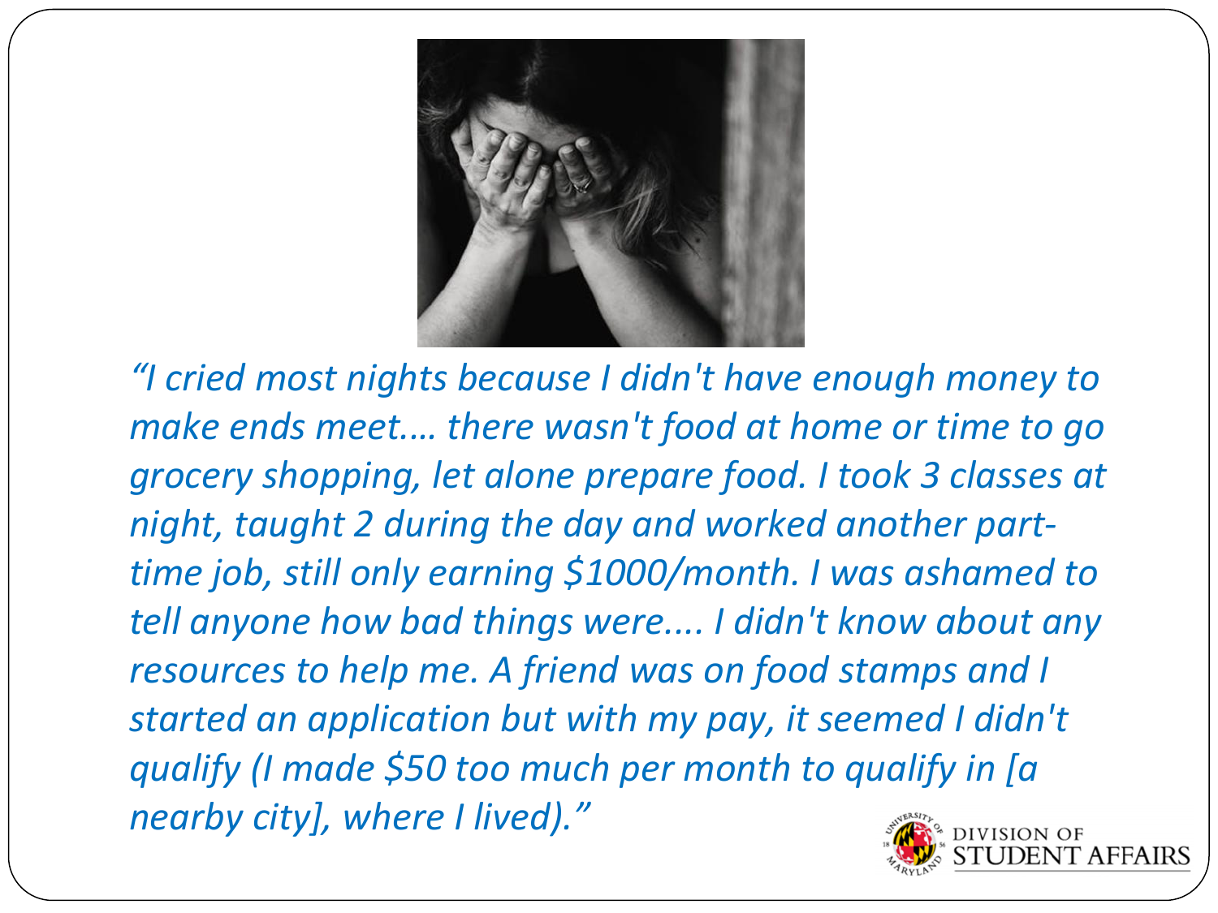*“I cried most nights because I didn't have enough money to make ends meet.… there wasn't food at home or time to go grocery shopping, let alone prepare food. I took 3 classes at night, taught 2 during the day and worked another part-time job, still only earning $1000/month. I was ashamed to tell anyone how bad things were.... I didn't know about any resources to help me. A friend was on food stamps and I started an application but with my pay, it seemed I didn't qualify (I made $50 too much per month to qualify in [a nearby city], where I lived).”*

DIVISION OF STUDENT AFFAIRS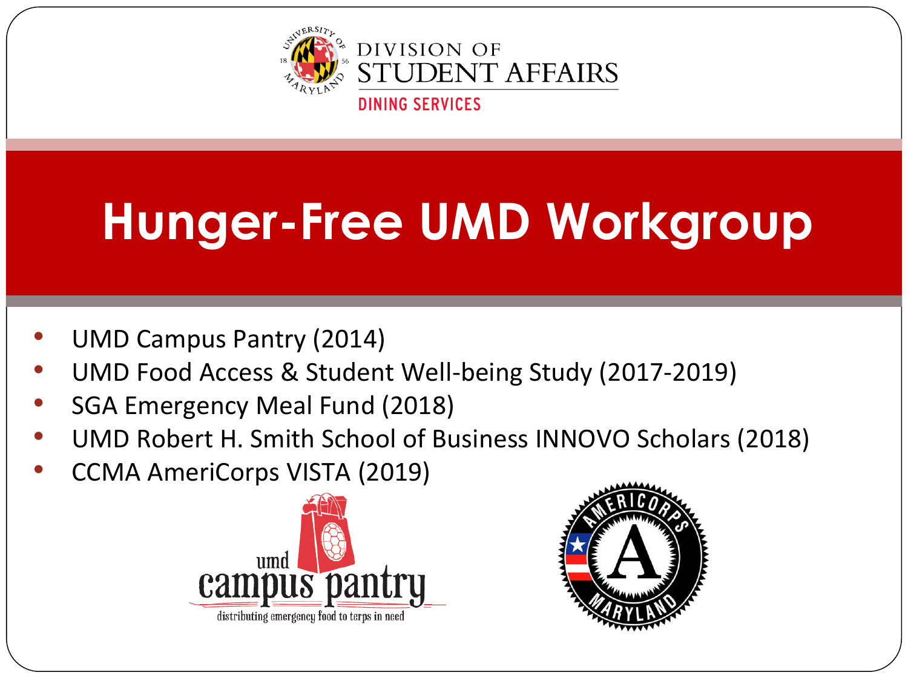# Hunger-Free UMD Workgroup

- UMD Campus Pantry (2014)
- UMD Food Access & Student Well-being Study (2017-2019)
- SGA Emergency Meal Fund (2018)
- UMD Robert H. Smith School of Business INNOVO Scholars (2018)
- CCMA AmeriCorps VISTA (2019)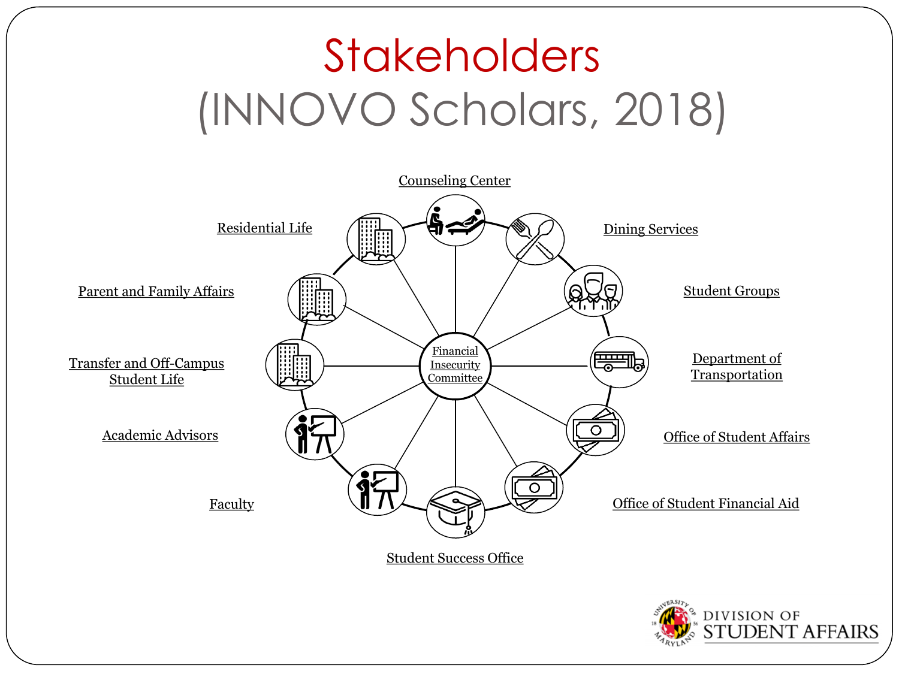# Stakeholders
## (INNOVO Scholars, 2018)

Financial Insecurity Committee

Counseling Center

Dining Services

Student Groups

Department of Transportation

Office of Student Affairs

Office of Student Financial Aid

Student Success Office

Faculty

Academic Advisors

Transfer and Off-Campus Student Life

Parent and Family Affairs

Residential Life

DIVISION OF STUDENT AFFAIRS